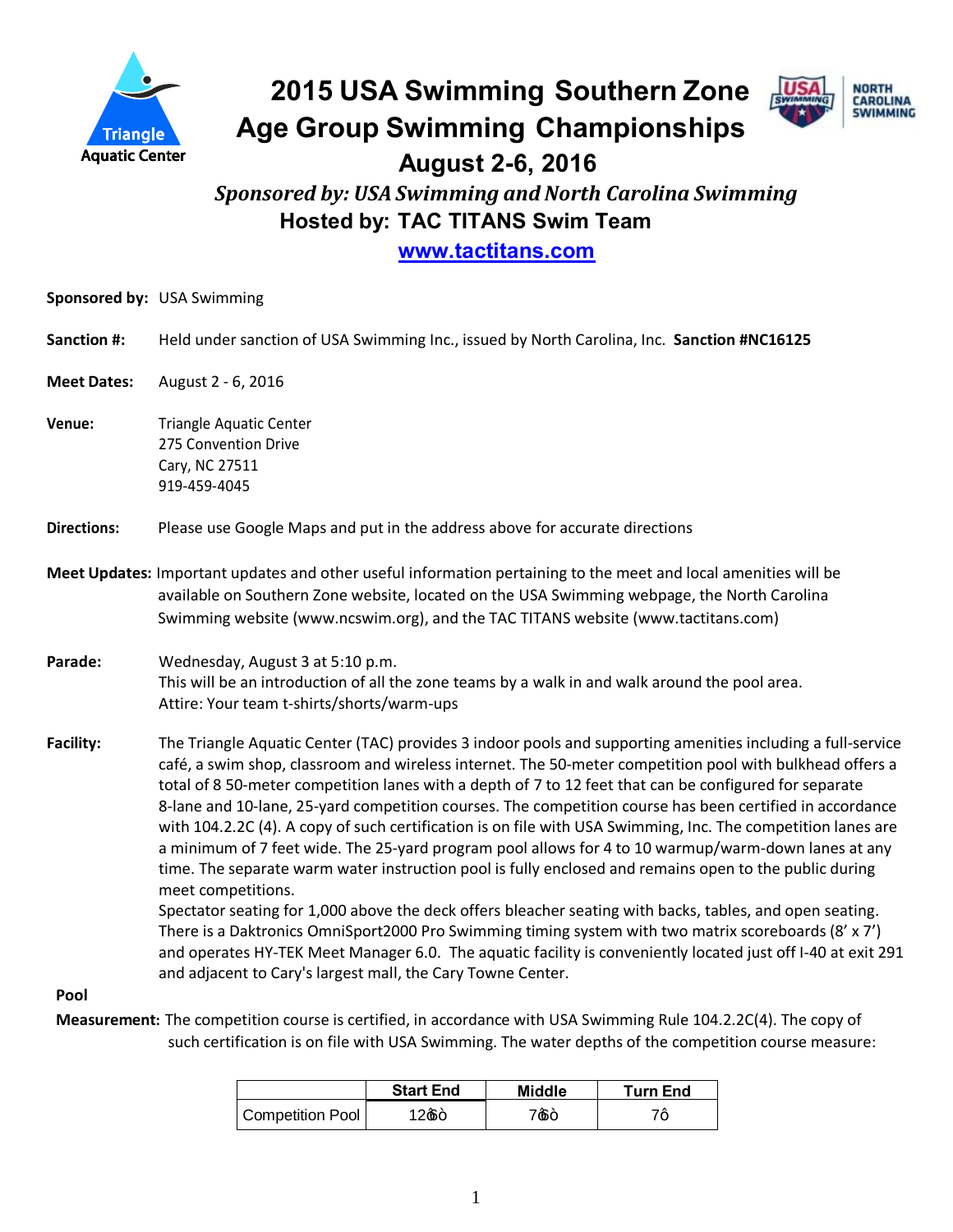# 2015 USA Swimming Southern Zone Age Group Swimming Championships

## August 2-6, 2016

***Sponsored by: USA Swimming and North Carolina Swimming***

### Hosted by: TAC TITANS Swim Team

**www.tactitans.com**

**Sponsored by:** USA Swimming

**Sanction #:** Held under sanction of USA Swimming Inc., issued by North Carolina, Inc. **Sanction #NC16125**

**Meet Dates:** August 2 - 6, 2016

**Venue:** Triangle Aquatic Center
275 Convention Drive
Cary, NC 27511
919-459-4045

**Directions:** Please use Google Maps and put in the address above for accurate directions

**Meet Updates:** Important updates and other useful information pertaining to the meet and local amenities will be available on Southern Zone website, located on the USA Swimming webpage, the North Carolina Swimming website (www.ncswim.org), and the TAC TITANS website (www.tactitans.com)

**Parade:** Wednesday, August 3 at 5:10 p.m.
This will be an introduction of all the zone teams by a walk in and walk around the pool area.
Attire: Your team t-shirts/shorts/warm-ups

**Facility:** The Triangle Aquatic Center (TAC) provides 3 indoor pools and supporting amenities including a full-service café, a swim shop, classroom and wireless internet. The 50-meter competition pool with bulkhead offers a total of 8 50-meter competition lanes with a depth of 7 to 12 feet that can be configured for separate 8-lane and 10-lane, 25-yard competition courses. The competition course has been certified in accordance with 104.2.2C (4). A copy of such certification is on file with USA Swimming, Inc. The competition lanes are a minimum of 7 feet wide. The 25-yard program pool allows for 4 to 10 warmup/warm-down lanes at any time. The separate warm water instruction pool is fully enclosed and remains open to the public during meet competitions.
Spectator seating for 1,000 above the deck offers bleacher seating with backs, tables, and open seating. There is a Daktronics OmniSport2000 Pro Swimming timing system with two matrix scoreboards (8' x 7') and operates HY-TEK Meet Manager 6.0. The aquatic facility is conveniently located just off I-40 at exit 291 and adjacent to Cary's largest mall, the Cary Towne Center.

**Pool Measurement:** The competition course is certified, in accordance with USA Swimming Rule 104.2.2C(4). The copy of such certification is on file with USA Swimming. The water depths of the competition course measure:

| | Start End | Middle | Turn End |
|---|---|---|---|
| Competition Pool | 12ʹ6ʺ | 7ʹ6ʺ | 7ʹ |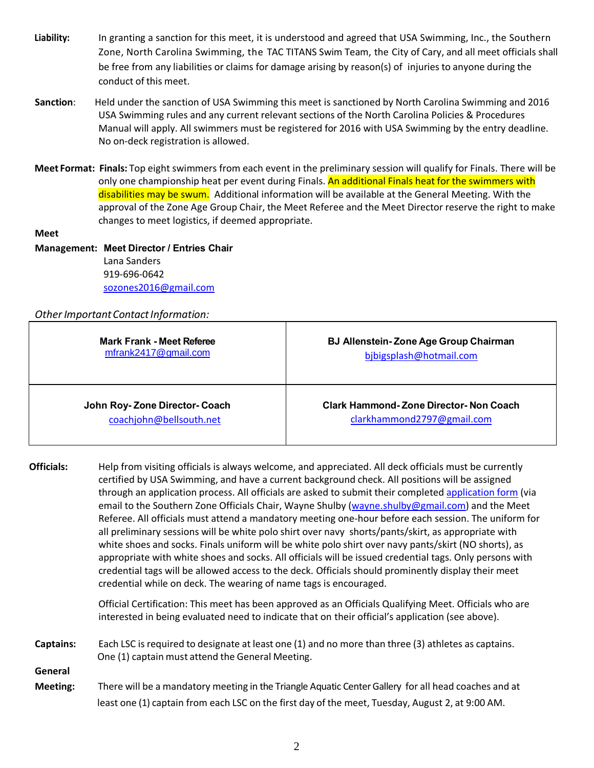**Liability:** In granting a sanction for this meet, it is understood and agreed that USA Swimming, Inc., the Southern Zone, North Carolina Swimming, the TAC TITANS Swim Team, the City of Cary, and all meet officials shall be free from any liabilities or claims for damage arising by reason(s) of injuries to anyone during the conduct of this meet.

**Sanction**: Held under the sanction of USA Swimming this meet is sanctioned by North Carolina Swimming and 2016 USA Swimming rules and any current relevant sections of the North Carolina Policies & Procedures Manual will apply. All swimmers must be registered for 2016 with USA Swimming by the entry deadline. No on-deck registration is allowed.

**Meet Format: Finals:** Top eight swimmers from each event in the preliminary session will qualify for Finals. There will be only one championship heat per event during Finals. An additional Finals heat for the swimmers with disabilities may be swum. Additional information will be available at the General Meeting. With the approval of the Zone Age Group Chair, the Meet Referee and the Meet Director reserve the right to make changes to meet logistics, if deemed appropriate.

**Meet Management: Meet Director / Entries Chair**
Lana Sanders
919-696-0642
sozones2016@gmail.com

*Other Important Contact Information:*

| | |
|---|---|
| **Mark Frank - Meet Referee**<br>mfrank2417@gmail.com | **BJ Allenstein- Zone Age Group Chairman**<br>bjbigsplash@hotmail.com |
| **John Roy- Zone Director- Coach**<br>coachjohn@bellsouth.net | **Clark Hammond- Zone Director- Non Coach**<br>clarkhammond2797@gmail.com |

**Officials:** Help from visiting officials is always welcome, and appreciated. All deck officials must be currently certified by USA Swimming, and have a current background check. All positions will be assigned through an application process. All officials are asked to submit their completed application form (via email to the Southern Zone Officials Chair, Wayne Shulby (wayne.shulby@gmail.com) and the Meet Referee. All officials must attend a mandatory meeting one-hour before each session. The uniform for all preliminary sessions will be white polo shirt over navy shorts/pants/skirt, as appropriate with white shoes and socks. Finals uniform will be white polo shirt over navy pants/skirt (NO shorts), as appropriate with white shoes and socks. All officials will be issued credential tags. Only persons with credential tags will be allowed access to the deck. Officials should prominently display their meet credential while on deck. The wearing of name tags is encouraged.

Official Certification: This meet has been approved as an Officials Qualifying Meet. Officials who are interested in being evaluated need to indicate that on their official's application (see above).

**Captains:** Each LSC is required to designate at least one (1) and no more than three (3) athletes as captains. One (1) captain must attend the General Meeting.

**General Meeting:** There will be a mandatory meeting in the Triangle Aquatic Center Gallery for all head coaches and at least one (1) captain from each LSC on the first day of the meet, Tuesday, August 2, at 9:00 AM.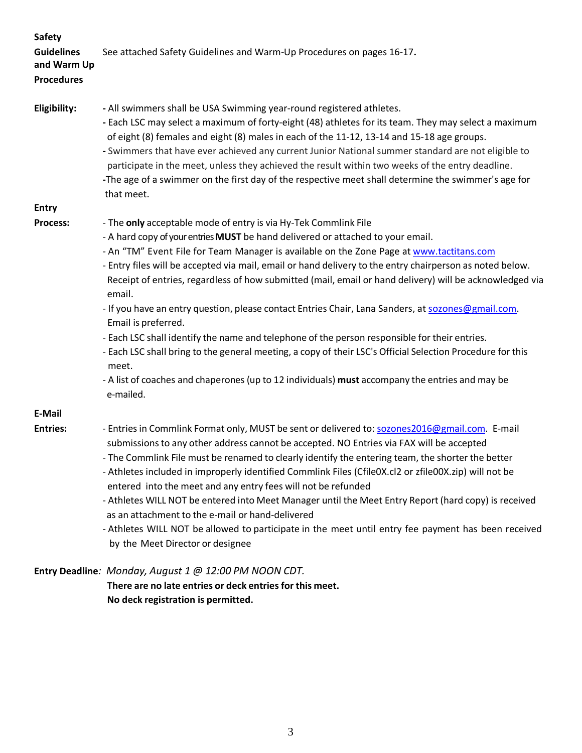**Safety Guidelines and Warm Up Procedures**

See attached Safety Guidelines and Warm-Up Procedures on pages 16-17**.**

**Eligibility:**

**-** All swimmers shall be USA Swimming year-round registered athletes.
**-** Each LSC may select a maximum of forty-eight (48) athletes for its team. They may select a maximum of eight (8) females and eight (8) males in each of the 11-12, 13-14 and 15-18 age groups.
**-** Swimmers that have ever achieved any current Junior National summer standard are not eligible to participate in the meet, unless they achieved the result within two weeks of the entry deadline.
**-**The age of a swimmer on the first day of the respective meet shall determine the swimmer's age for that meet.

**Entry Process:**

- The **only** acceptable mode of entry is via Hy-Tek Commlink File
- A hard copy of your entries **MUST** be hand delivered or attached to your email.
- An "TM" Event File for Team Manager is available on the Zone Page at [www.tactitans.com](www.tactitans.com)
- Entry files will be accepted via mail, email or hand delivery to the entry chairperson as noted below. Receipt of entries, regardless of how submitted (mail, email or hand delivery) will be acknowledged via email.
- If you have an entry question, please contact Entries Chair, Lana Sanders, at [sozones@gmail.com](mailto:sozones@gmail.com). Email is preferred.
- Each LSC shall identify the name and telephone of the person responsible for their entries.
- Each LSC shall bring to the general meeting, a copy of their LSC's Official Selection Procedure for this meet.
- A list of coaches and chaperones (up to 12 individuals) **must** accompany the entries and may be e-mailed.

**E-Mail Entries:**

- Entries in Commlink Format only, MUST be sent or delivered to: [sozones2016@gmail.com](mailto:sozones2016@gmail.com). E-mail submissions to any other address cannot be accepted. NO Entries via FAX will be accepted
- The Commlink File must be renamed to clearly identify the entering team, the shorter the better
- Athletes included in improperly identified Commlink Files (Cfile0X.cl2 or zfile00X.zip) will not be entered into the meet and any entry fees will not be refunded
- Athletes WILL NOT be entered into Meet Manager until the Meet Entry Report (hard copy) is received as an attachment to the e-mail or hand-delivered
- Athletes WILL NOT be allowed to participate in the meet until entry fee payment has been received by the Meet Director or designee

**Entry Deadline***: Monday, August 1 @ 12:00 PM NOON CDT.*

**There are no late entries or deck entries for this meet.**
**No deck registration is permitted.**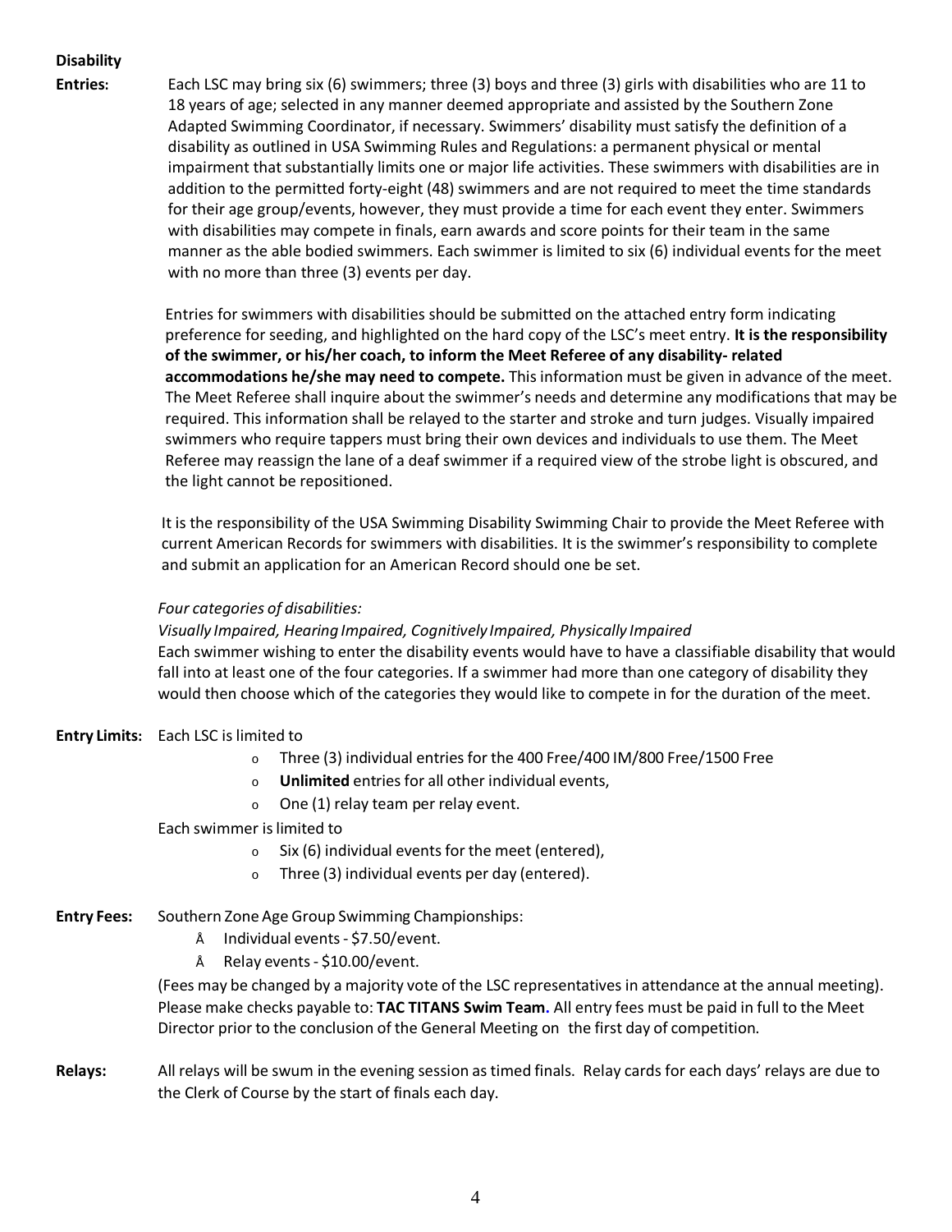**Disability Entries:** Each LSC may bring six (6) swimmers; three (3) boys and three (3) girls with disabilities who are 11 to 18 years of age; selected in any manner deemed appropriate and assisted by the Southern Zone Adapted Swimming Coordinator, if necessary. Swimmers' disability must satisfy the definition of a disability as outlined in USA Swimming Rules and Regulations: a permanent physical or mental impairment that substantially limits one or major life activities. These swimmers with disabilities are in addition to the permitted forty-eight (48) swimmers and are not required to meet the time standards for their age group/events, however, they must provide a time for each event they enter. Swimmers with disabilities may compete in finals, earn awards and score points for their team in the same manner as the able bodied swimmers. Each swimmer is limited to six (6) individual events for the meet with no more than three (3) events per day.

Entries for swimmers with disabilities should be submitted on the attached entry form indicating preference for seeding, and highlighted on the hard copy of the LSC's meet entry. **It is the responsibility of the swimmer, or his/her coach, to inform the Meet Referee of any disability- related accommodations he/she may need to compete.** This information must be given in advance of the meet. The Meet Referee shall inquire about the swimmer's needs and determine any modifications that may be required. This information shall be relayed to the starter and stroke and turn judges. Visually impaired swimmers who require tappers must bring their own devices and individuals to use them. The Meet Referee may reassign the lane of a deaf swimmer if a required view of the strobe light is obscured, and the light cannot be repositioned.

It is the responsibility of the USA Swimming Disability Swimming Chair to provide the Meet Referee with current American Records for swimmers with disabilities. It is the swimmer's responsibility to complete and submit an application for an American Record should one be set.

*Four categories of disabilities:*

*Visually Impaired, Hearing Impaired, Cognitively Impaired, Physically Impaired*

Each swimmer wishing to enter the disability events would have to have a classifiable disability that would fall into at least one of the four categories. If a swimmer had more than one category of disability they would then choose which of the categories they would like to compete in for the duration of the meet.

**Entry Limits:** Each LSC is limited to

- Three (3) individual entries for the 400 Free/400 IM/800 Free/1500 Free
- **Unlimited** entries for all other individual events,
- One (1) relay team per relay event.

Each swimmer is limited to

- Six (6) individual events for the meet (entered),
- Three (3) individual events per day (entered).

**Entry Fees:** Southern Zone Age Group Swimming Championships:

- Individual events - $7.50/event.
- Relay events - $10.00/event.

(Fees may be changed by a majority vote of the LSC representatives in attendance at the annual meeting). Please make checks payable to: **TAC TITANS Swim Team.** All entry fees must be paid in full to the Meet Director prior to the conclusion of the General Meeting on the first day of competition.

**Relays:** All relays will be swum in the evening session as timed finals. Relay cards for each days' relays are due to the Clerk of Course by the start of finals each day.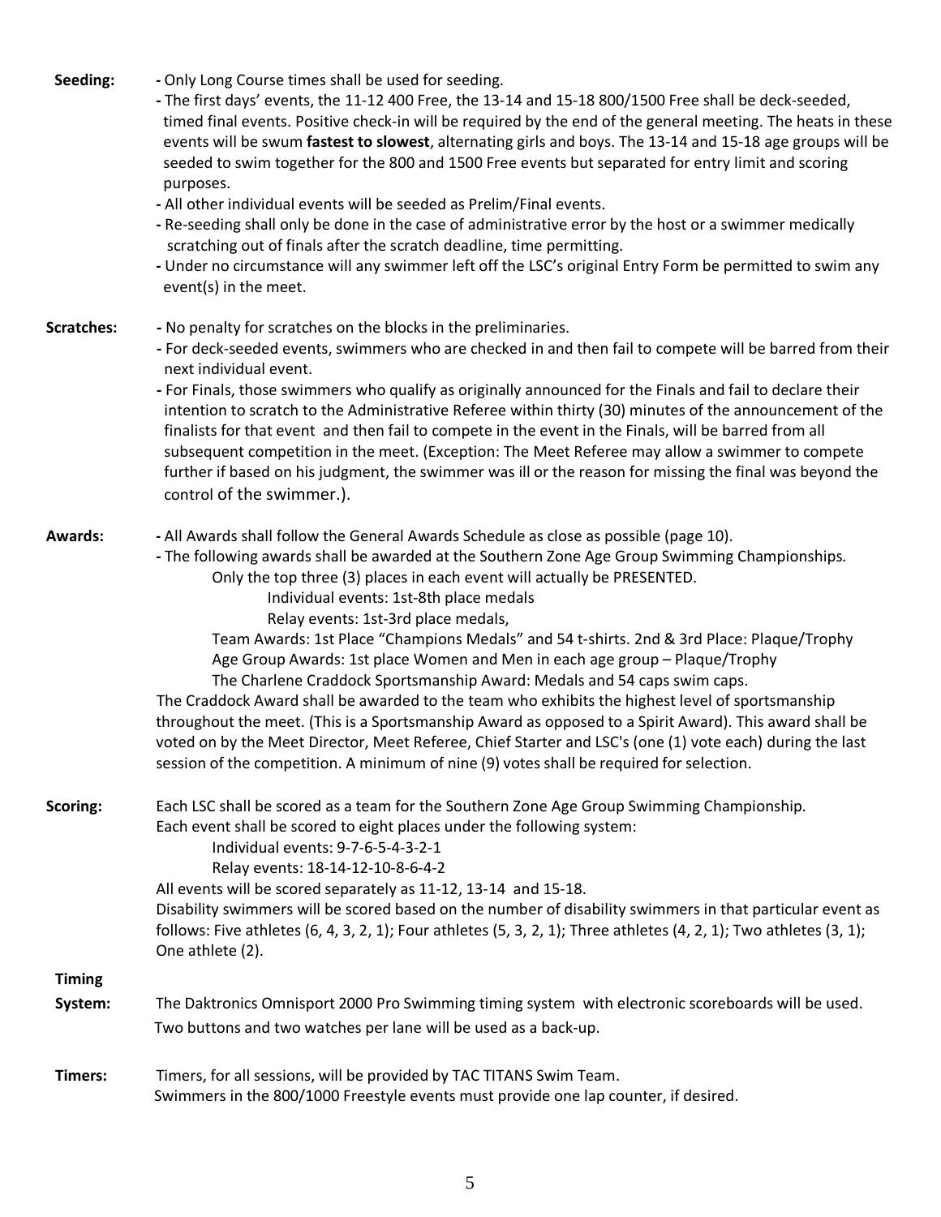**Seeding:**

- Only Long Course times shall be used for seeding.
- The first days' events, the 11-12 400 Free, the 13-14 and 15-18 800/1500 Free shall be deck-seeded, timed final events. Positive check-in will be required by the end of the general meeting. The heats in these events will be swum **fastest to slowest**, alternating girls and boys. The 13-14 and 15-18 age groups will be seeded to swim together for the 800 and 1500 Free events but separated for entry limit and scoring purposes.
- All other individual events will be seeded as Prelim/Final events.
- Re-seeding shall only be done in the case of administrative error by the host or a swimmer medically scratching out of finals after the scratch deadline, time permitting.
- Under no circumstance will any swimmer left off the LSC's original Entry Form be permitted to swim any event(s) in the meet.

**Scratches:**

- No penalty for scratches on the blocks in the preliminaries.
- For deck-seeded events, swimmers who are checked in and then fail to compete will be barred from their next individual event.
- For Finals, those swimmers who qualify as originally announced for the Finals and fail to declare their intention to scratch to the Administrative Referee within thirty (30) minutes of the announcement of the finalists for that event and then fail to compete in the event in the Finals, will be barred from all subsequent competition in the meet. (Exception: The Meet Referee may allow a swimmer to compete further if based on his judgment, the swimmer was ill or the reason for missing the final was beyond the control of the swimmer.).

**Awards:**

- All Awards shall follow the General Awards Schedule as close as possible (page 10).
- The following awards shall be awarded at the Southern Zone Age Group Swimming Championships.

Only the top three (3) places in each event will actually be PRESENTED.

Individual events: 1st-8th place medals

Relay events: 1st-3rd place medals,

Team Awards: 1st Place "Champions Medals" and 54 t-shirts. 2nd & 3rd Place: Plaque/Trophy

Age Group Awards: 1st place Women and Men in each age group – Plaque/Trophy

The Charlene Craddock Sportsmanship Award: Medals and 54 caps swim caps.

The Craddock Award shall be awarded to the team who exhibits the highest level of sportsmanship throughout the meet. (This is a Sportsmanship Award as opposed to a Spirit Award). This award shall be voted on by the Meet Director, Meet Referee, Chief Starter and LSC's (one (1) vote each) during the last session of the competition. A minimum of nine (9) votes shall be required for selection.

**Scoring:**

Each LSC shall be scored as a team for the Southern Zone Age Group Swimming Championship.

Each event shall be scored to eight places under the following system:

Individual events: 9-7-6-5-4-3-2-1

Relay events: 18-14-12-10-8-6-4-2

All events will be scored separately as 11-12, 13-14 and 15-18.

Disability swimmers will be scored based on the number of disability swimmers in that particular event as follows: Five athletes (6, 4, 3, 2, 1); Four athletes (5, 3, 2, 1); Three athletes (4, 2, 1); Two athletes (3, 1); One athlete (2).

**Timing System:**

The Daktronics Omnisport 2000 Pro Swimming timing system with electronic scoreboards will be used. Two buttons and two watches per lane will be used as a back-up.

**Timers:**

Timers, for all sessions, will be provided by TAC TITANS Swim Team.

Swimmers in the 800/1000 Freestyle events must provide one lap counter, if desired.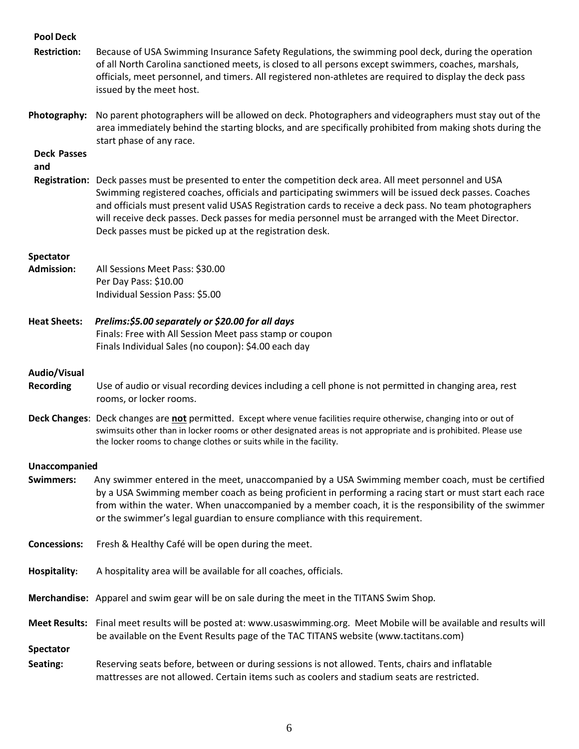**Pool Deck Restriction:** Because of USA Swimming Insurance Safety Regulations, the swimming pool deck, during the operation of all North Carolina sanctioned meets, is closed to all persons except swimmers, coaches, marshals, officials, meet personnel, and timers. All registered non-athletes are required to display the deck pass issued by the meet host.

**Photography:** No parent photographers will be allowed on deck. Photographers and videographers must stay out of the area immediately behind the starting blocks, and are specifically prohibited from making shots during the start phase of any race.

**Deck Passes and Registration:** Deck passes must be presented to enter the competition deck area. All meet personnel and USA Swimming registered coaches, officials and participating swimmers will be issued deck passes. Coaches and officials must present valid USAS Registration cards to receive a deck pass. No team photographers will receive deck passes. Deck passes for media personnel must be arranged with the Meet Director. Deck passes must be picked up at the registration desk.

**Spectator Admission:**
All Sessions Meet Pass: $30.00
Per Day Pass: $10.00
Individual Session Pass: $5.00

**Heat Sheets:** ***Prelims:$5.00 separately or $20.00 for all days***
Finals: Free with All Session Meet pass stamp or coupon
Finals Individual Sales (no coupon): $4.00 each day

**Audio/Visual Recording** Use of audio or visual recording devices including a cell phone is not permitted in changing area, rest rooms, or locker rooms.

**Deck Changes**: Deck changes are **not** permitted. Except where venue facilities require otherwise, changing into or out of swimsuits other than in locker rooms or other designated areas is not appropriate and is prohibited. Please use the locker rooms to change clothes or suits while in the facility.

**Unaccompanied Swimmers:** Any swimmer entered in the meet, unaccompanied by a USA Swimming member coach, must be certified by a USA Swimming member coach as being proficient in performing a racing start or must start each race from within the water. When unaccompanied by a member coach, it is the responsibility of the swimmer or the swimmer's legal guardian to ensure compliance with this requirement.

**Concessions:** Fresh & Healthy Café will be open during the meet.

**Hospitality:** A hospitality area will be available for all coaches, officials.

**Merchandise:** Apparel and swim gear will be on sale during the meet in the TITANS Swim Shop.

**Meet Results:** Final meet results will be posted at: www.usaswimming.org. Meet Mobile will be available and results will be available on the Event Results page of the TAC TITANS website (www.tactitans.com)

**Spectator Seating:** Reserving seats before, between or during sessions is not allowed. Tents, chairs and inflatable mattresses are not allowed. Certain items such as coolers and stadium seats are restricted.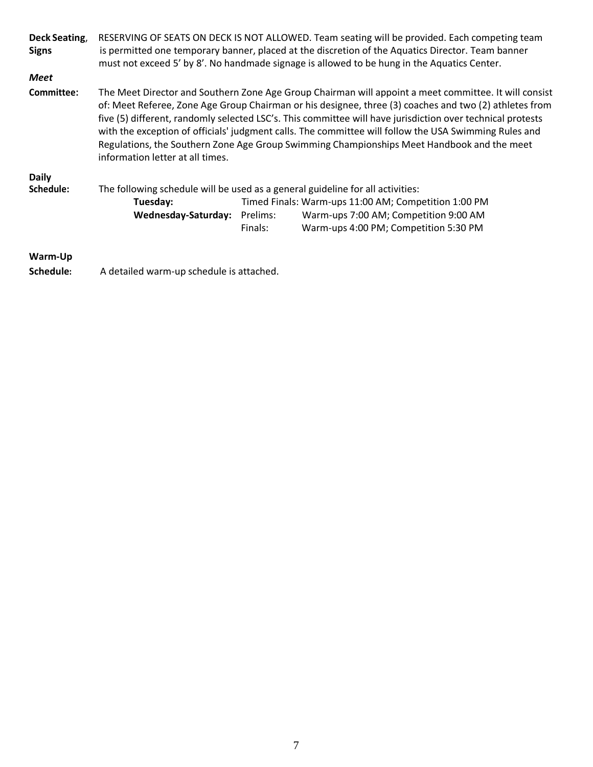**Deck Seating, Signs** RESERVING OF SEATS ON DECK IS NOT ALLOWED. Team seating will be provided. Each competing team is permitted one temporary banner, placed at the discretion of the Aquatics Director. Team banner must not exceed 5' by 8'. No handmade signage is allowed to be hung in the Aquatics Center.

***Meet* Committee:** The Meet Director and Southern Zone Age Group Chairman will appoint a meet committee. It will consist of: Meet Referee, Zone Age Group Chairman or his designee, three (3) coaches and two (2) athletes from five (5) different, randomly selected LSC's. This committee will have jurisdiction over technical protests with the exception of officials' judgment calls. The committee will follow the USA Swimming Rules and Regulations, the Southern Zone Age Group Swimming Championships Meet Handbook and the meet information letter at all times.

**Daily Schedule:** The following schedule will be used as a general guideline for all activities:

| | | |
|---|---|---|
| **Tuesday:** | Timed Finals: | Warm-ups 11:00 AM; Competition 1:00 PM |
| **Wednesday-Saturday:** | Prelims: | Warm-ups 7:00 AM; Competition 9:00 AM |
| | Finals: | Warm-ups 4:00 PM; Competition 5:30 PM |

**Warm-Up Schedule:** A detailed warm-up schedule is attached.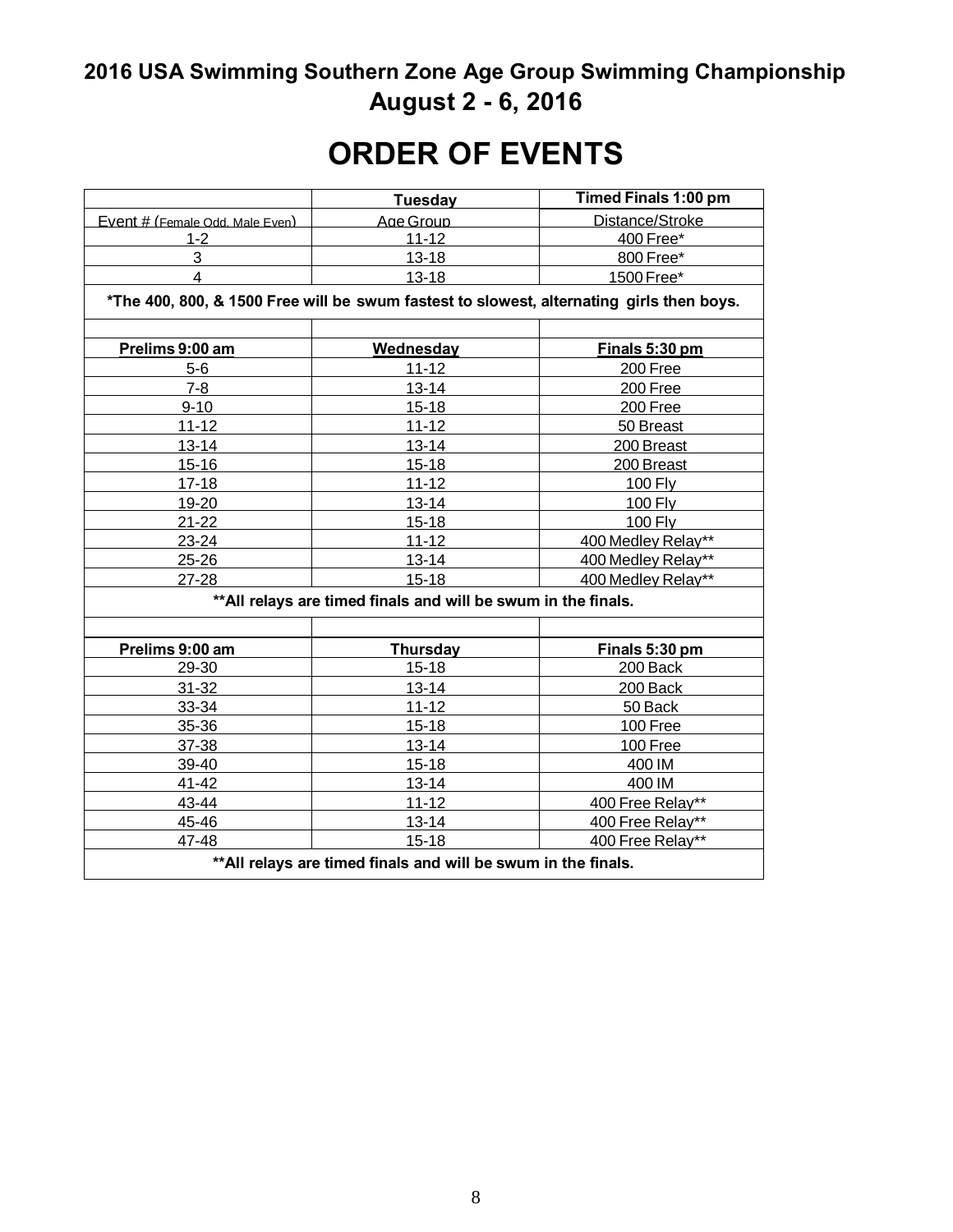# 2016 USA Swimming Southern Zone Age Group Swimming Championship
## August 2 - 6, 2016

# ORDER OF EVENTS

| | **Tuesday** | **Timed Finals 1:00 pm** |
|---|---|---|
| Event # (Female Odd, Male Even) | Age Group | Distance/Stroke |
| 1-2 | 11-12 | 400 Free* |
| 3 | 13-18 | 800 Free* |
| 4 | 13-18 | 1500 Free* |
| ***The 400, 800, & 1500 Free will be swum fastest to slowest, alternating girls then boys.** | | |
| | | |
| **Prelims 9:00 am** | **Wednesday** | **Finals 5:30 pm** |
| 5-6 | 11-12 | 200 Free |
| 7-8 | 13-14 | 200 Free |
| 9-10 | 15-18 | 200 Free |
| 11-12 | 11-12 | 50 Breast |
| 13-14 | 13-14 | 200 Breast |
| 15-16 | 15-18 | 200 Breast |
| 17-18 | 11-12 | 100 Fly |
| 19-20 | 13-14 | 100 Fly |
| 21-22 | 15-18 | 100 Fly |
| 23-24 | 11-12 | 400 Medley Relay** |
| 25-26 | 13-14 | 400 Medley Relay** |
| 27-28 | 15-18 | 400 Medley Relay** |
| ****All relays are timed finals and will be swum in the finals.** | | |
| | | |
| **Prelims 9:00 am** | **Thursday** | **Finals 5:30 pm** |
| 29-30 | 15-18 | 200 Back |
| 31-32 | 13-14 | 200 Back |
| 33-34 | 11-12 | 50 Back |
| 35-36 | 15-18 | 100 Free |
| 37-38 | 13-14 | 100 Free |
| 39-40 | 15-18 | 400 IM |
| 41-42 | 13-14 | 400 IM |
| 43-44 | 11-12 | 400 Free Relay** |
| 45-46 | 13-14 | 400 Free Relay** |
| 47-48 | 15-18 | 400 Free Relay** |
| ****All relays are timed finals and will be swum in the finals.** | | |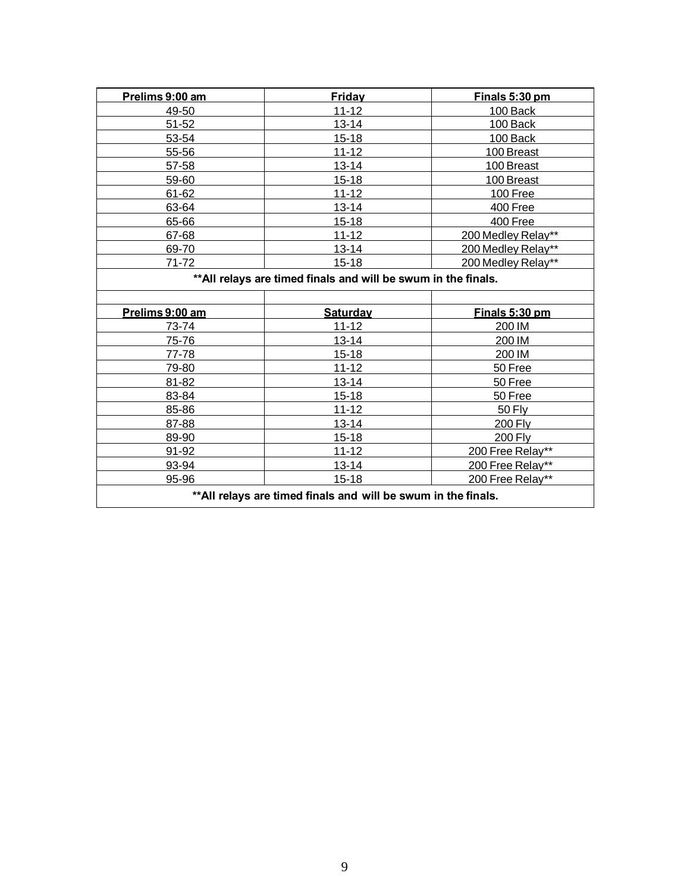| Prelims 9:00 am | Friday | Finals 5:30 pm |
|---|---|---|
| 49-50 | 11-12 | 100 Back |
| 51-52 | 13-14 | 100 Back |
| 53-54 | 15-18 | 100 Back |
| 55-56 | 11-12 | 100 Breast |
| 57-58 | 13-14 | 100 Breast |
| 59-60 | 15-18 | 100 Breast |
| 61-62 | 11-12 | 100 Free |
| 63-64 | 13-14 | 400 Free |
| 65-66 | 15-18 | 400 Free |
| 67-68 | 11-12 | 200 Medley Relay** |
| 69-70 | 13-14 | 200 Medley Relay** |
| 71-72 | 15-18 | 200 Medley Relay** |
| **All relays are timed finals and will be swum in the finals. | | |
| | | |
| Prelims 9:00 am | Saturday | Finals 5:30 pm |
| 73-74 | 11-12 | 200 IM |
| 75-76 | 13-14 | 200 IM |
| 77-78 | 15-18 | 200 IM |
| 79-80 | 11-12 | 50 Free |
| 81-82 | 13-14 | 50 Free |
| 83-84 | 15-18 | 50 Free |
| 85-86 | 11-12 | 50 Fly |
| 87-88 | 13-14 | 200 Fly |
| 89-90 | 15-18 | 200 Fly |
| 91-92 | 11-12 | 200 Free Relay** |
| 93-94 | 13-14 | 200 Free Relay** |
| 95-96 | 15-18 | 200 Free Relay** |
| **All relays are timed finals and will be swum in the finals. | | |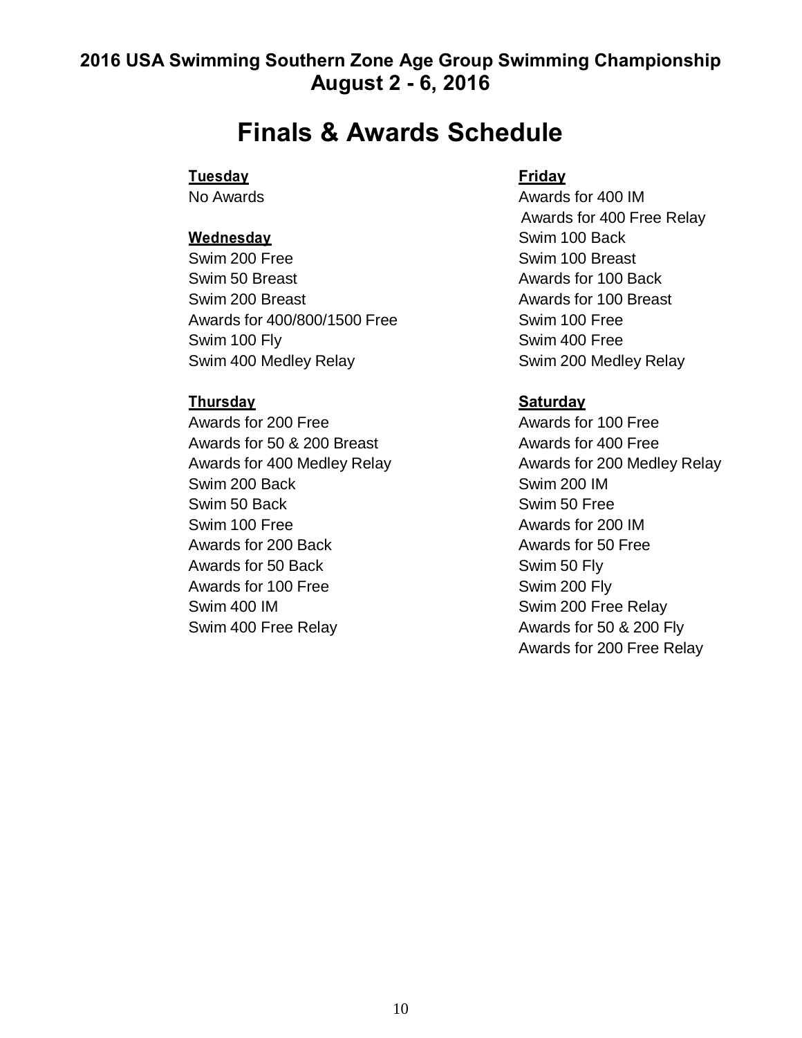**2016 USA Swimming Southern Zone Age Group Swimming Championship**
**August 2 - 6, 2016**

# Finals & Awards Schedule

**Tuesday**

No Awards

**Wednesday**

Swim 200 Free
Swim 50 Breast
Swim 200 Breast
Awards for 400/800/1500 Free
Swim 100 Fly
Swim 400 Medley Relay

**Thursday**

Awards for 200 Free
Awards for 50 & 200 Breast
Awards for 400 Medley Relay
Swim 200 Back
Swim 50 Back
Swim 100 Free
Awards for 200 Back
Awards for 50 Back
Awards for 100 Free
Swim 400 IM
Swim 400 Free Relay

**Friday**

Awards for 400 IM
Awards for 400 Free Relay
Swim 100 Back
Swim 100 Breast
Awards for 100 Back
Awards for 100 Breast
Swim 100 Free
Swim 400 Free
Swim 200 Medley Relay

**Saturday**

Awards for 100 Free
Awards for 400 Free
Awards for 200 Medley Relay
Swim 200 IM
Swim 50 Free
Awards for 200 IM
Awards for 50 Free
Swim 50 Fly
Swim 200 Fly
Swim 200 Free Relay
Awards for 50 & 200 Fly
Awards for 200 Free Relay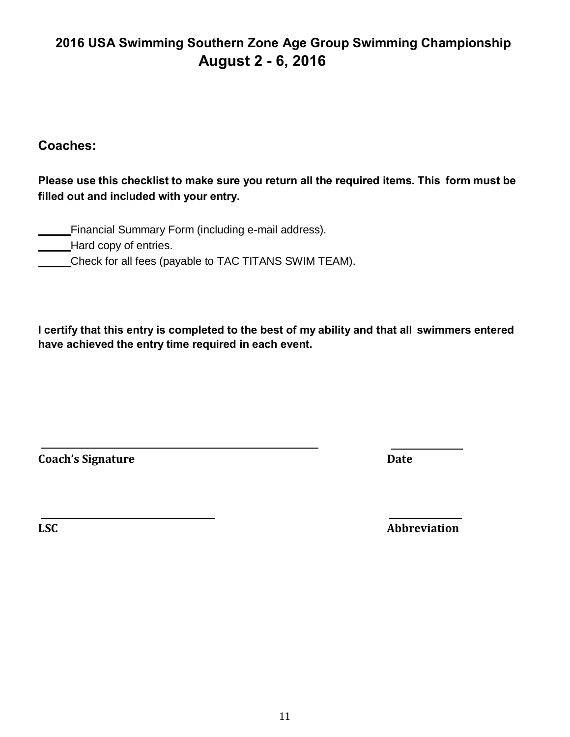## 2016 USA Swimming Southern Zone Age Group Swimming Championship
## August 2 - 6, 2016

### Coaches:

**Please use this checklist to make sure you return all the required items. This form must be filled out and included with your entry.**

______ Financial Summary Form (including e-mail address).
______ Hard copy of entries.
______ Check for all fees (payable to TAC TITANS SWIM TEAM).

**I certify that this entry is completed to the best of my ability and that all swimmers entered have achieved the entry time required in each event.**

________________________________________ ______________
**Coach's Signature** **Date**

________________________________________ ______________
**LSC** **Abbreviation**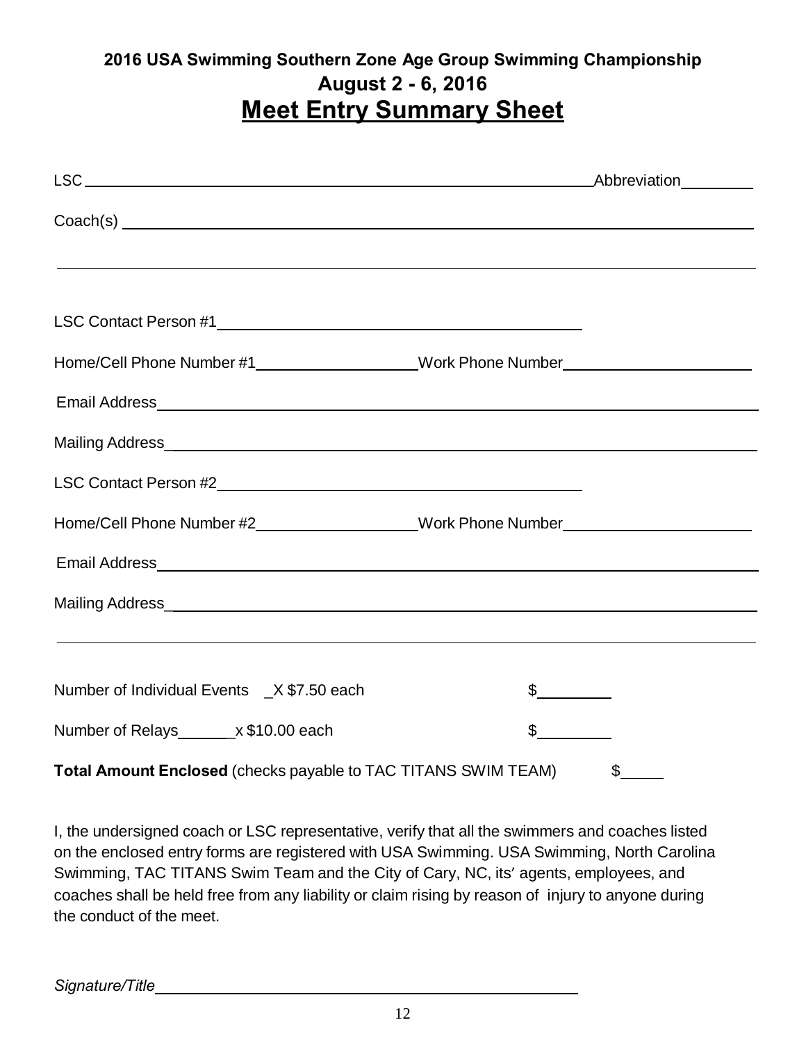## 2016 USA Swimming Southern Zone Age Group Swimming Championship
## August 2 - 6, 2016
# Meet Entry Summary Sheet

LSC ____________________________________________________________ Abbreviation ________

Coach(s) ______________________________________________________________________

______________________________________________________________________________

LSC Contact Person #1 ________________________________________

Home/Cell Phone Number #1 __________________ Work Phone Number ____________________

Email Address ___________________________________________________________________

Mailing Address _________________________________________________________________

LSC Contact Person #2 ________________________________________

Home/Cell Phone Number #2 __________________ Work Phone Number ____________________

Email Address ___________________________________________________________________

Mailing Address _________________________________________________________________

______________________________________________________________________________

Number of Individual Events _X $7.50 each $________

Number of Relays______x $10.00 each $________

**Total Amount Enclosed** (checks payable to TAC TITANS SWIM TEAM) $_____

I, the undersigned coach or LSC representative, verify that all the swimmers and coaches listed on the enclosed entry forms are registered with USA Swimming. USA Swimming, North Carolina Swimming, TAC TITANS Swim Team and the City of Cary, NC, its' agents, employees, and coaches shall be held free from any liability or claim rising by reason of injury to anyone during the conduct of the meet.

*Signature/Title* ____________________________________________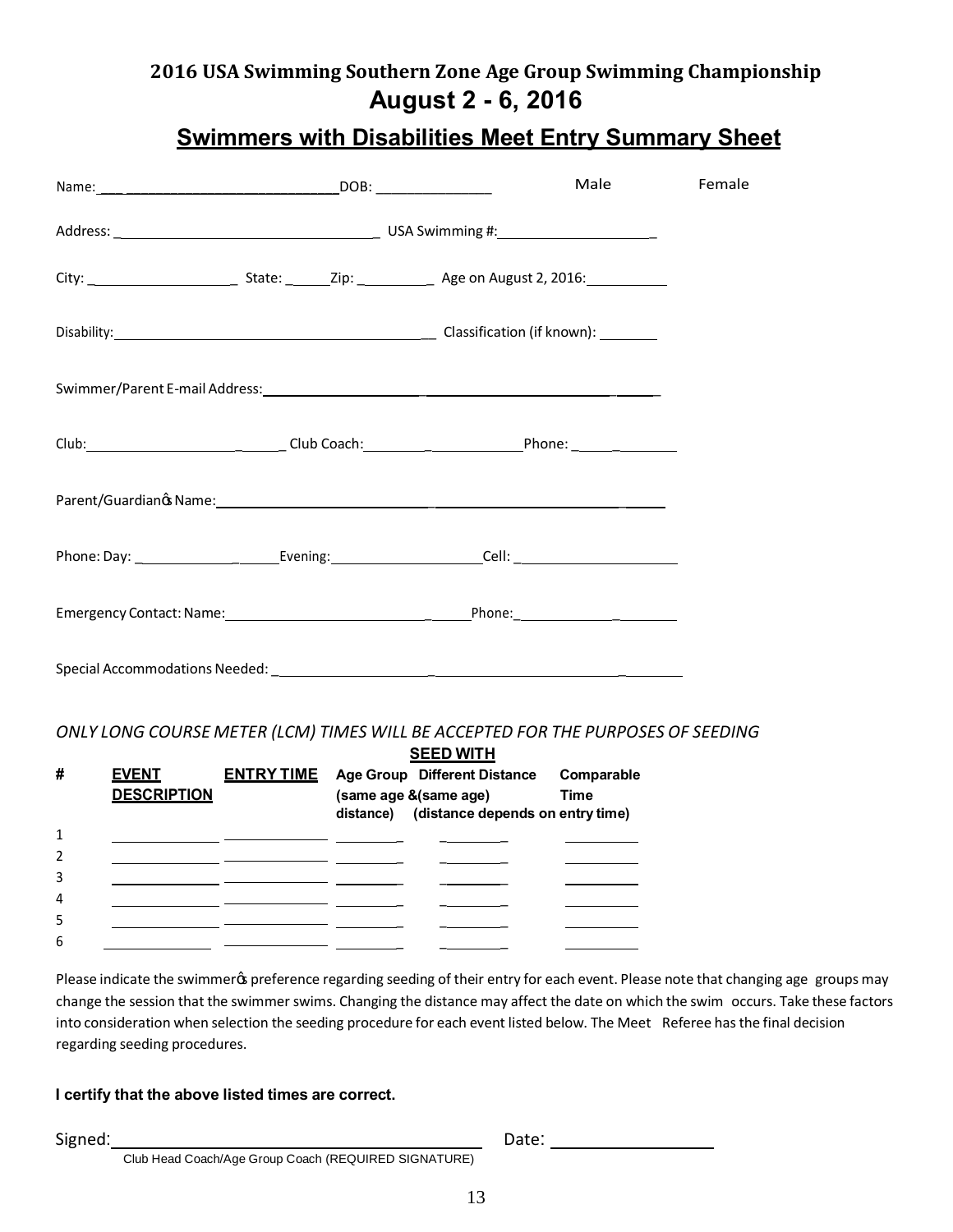# 2016 USA Swimming Southern Zone Age Group Swimming Championship

## August 2 - 6, 2016

## Swimmers with Disabilities Meet Entry Summary Sheet

Name: ______________________________ DOB: ______________ Male Female

Address: ______________________________ USA Swimming #: ____________________

City: __________________ State: ______ Zip: __________ Age on August 2, 2016: __________

Disability: ________________________________________ Classification (if known): _______

Swimmer/Parent E-mail Address: ______________________________________________

Club: ______________________ Club Coach: ____________________ Phone: ______________

Parent/Guardian's Name: ______________________________________________

Phone: Day: ____________________ Evening: ____________________ Cell: ____________________

Emergency Contact: Name: ______________________________ Phone: ____________________

Special Accommodations Needed: ______________________________________________

*ONLY LONG COURSE METER (LCM) TIMES WILL BE ACCEPTED FOR THE PURPOSES OF SEEDING*

| # | EVENT DESCRIPTION | ENTRY TIME | SEED WITH Age Group (same age & distance) | Different Distance (same age) (distance depends on entry time) | Comparable Time |
|---|---|---|---|---|---|
| 1 | | | | | |
| 2 | | | | | |
| 3 | | | | | |
| 4 | | | | | |
| 5 | | | | | |
| 6 | | | | | |

Please indicate the swimmer's preference regarding seeding of their entry for each event. Please note that changing age groups may change the session that the swimmer swims. Changing the distance may affect the date on which the swim occurs. Take these factors into consideration when selection the seeding procedure for each event listed below. The Meet Referee has the final decision regarding seeding procedures.

**I certify that the above listed times are correct.**

Signed: ________________________________________ Date: __________________

Club Head Coach/Age Group Coach (REQUIRED SIGNATURE)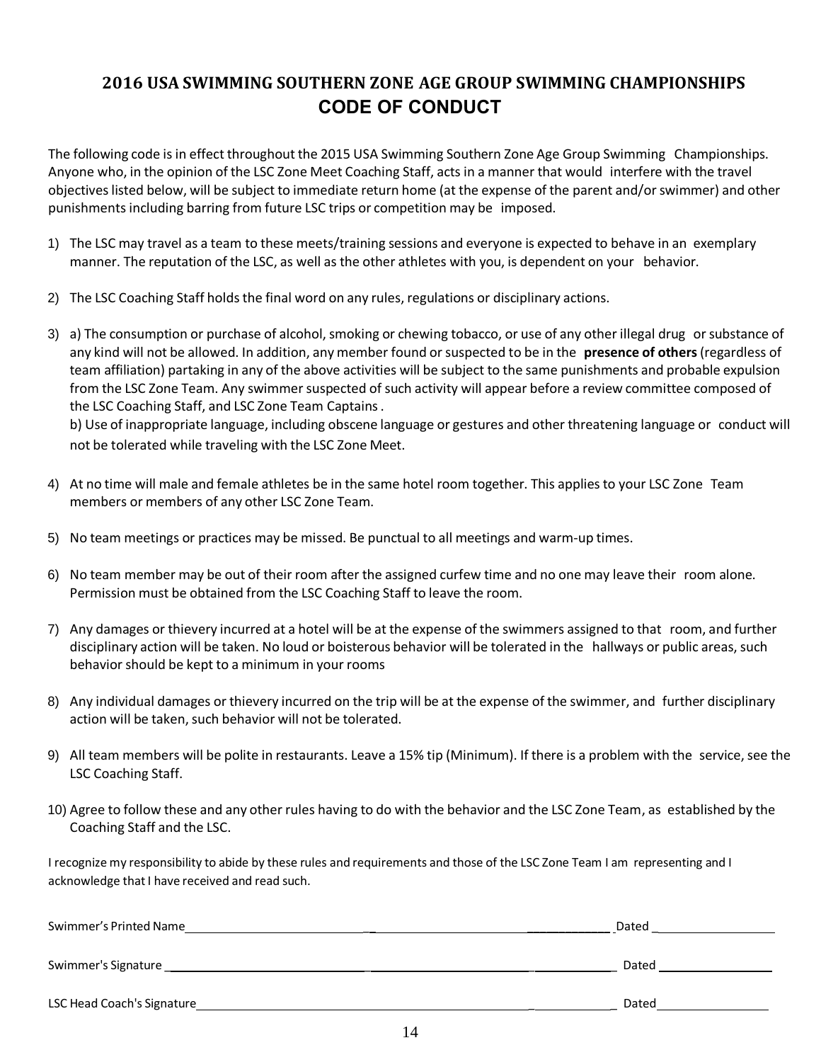## 2016 USA SWIMMING SOUTHERN ZONE AGE GROUP SWIMMING CHAMPIONSHIPS
## CODE OF CONDUCT

The following code is in effect throughout the 2015 USA Swimming Southern Zone Age Group Swimming Championships. Anyone who, in the opinion of the LSC Zone Meet Coaching Staff, acts in a manner that would interfere with the travel objectives listed below, will be subject to immediate return home (at the expense of the parent and/or swimmer) and other punishments including barring from future LSC trips or competition may be imposed.

1) The LSC may travel as a team to these meets/training sessions and everyone is expected to behave in an exemplary manner. The reputation of the LSC, as well as the other athletes with you, is dependent on your behavior.

2) The LSC Coaching Staff holds the final word on any rules, regulations or disciplinary actions.

3) a) The consumption or purchase of alcohol, smoking or chewing tobacco, or use of any other illegal drug or substance of any kind will not be allowed. In addition, any member found or suspected to be in the **presence of others** (regardless of team affiliation) partaking in any of the above activities will be subject to the same punishments and probable expulsion from the LSC Zone Team. Any swimmer suspected of such activity will appear before a review committee composed of the LSC Coaching Staff, and LSC Zone Team Captains .
   b) Use of inappropriate language, including obscene language or gestures and other threatening language or conduct will not be tolerated while traveling with the LSC Zone Meet.

4) At no time will male and female athletes be in the same hotel room together. This applies to your LSC Zone Team members or members of any other LSC Zone Team.

5) No team meetings or practices may be missed. Be punctual to all meetings and warm-up times.

6) No team member may be out of their room after the assigned curfew time and no one may leave their room alone. Permission must be obtained from the LSC Coaching Staff to leave the room.

7) Any damages or thievery incurred at a hotel will be at the expense of the swimmers assigned to that room, and further disciplinary action will be taken. No loud or boisterous behavior will be tolerated in the hallways or public areas, such behavior should be kept to a minimum in your rooms

8) Any individual damages or thievery incurred on the trip will be at the expense of the swimmer, and further disciplinary action will be taken, such behavior will not be tolerated.

9) All team members will be polite in restaurants. Leave a 15% tip (Minimum). If there is a problem with the service, see the LSC Coaching Staff.

10) Agree to follow these and any other rules having to do with the behavior and the LSC Zone Team, as established by the Coaching Staff and the LSC.

I recognize my responsibility to abide by these rules and requirements and those of the LSC Zone Team I am representing and I acknowledge that I have received and read such.

Swimmer's Printed Name ______________________________________________ Dated ________________

Swimmer's Signature ______________________________________________ Dated ________________

LSC Head Coach's Signature ______________________________________________ Dated ________________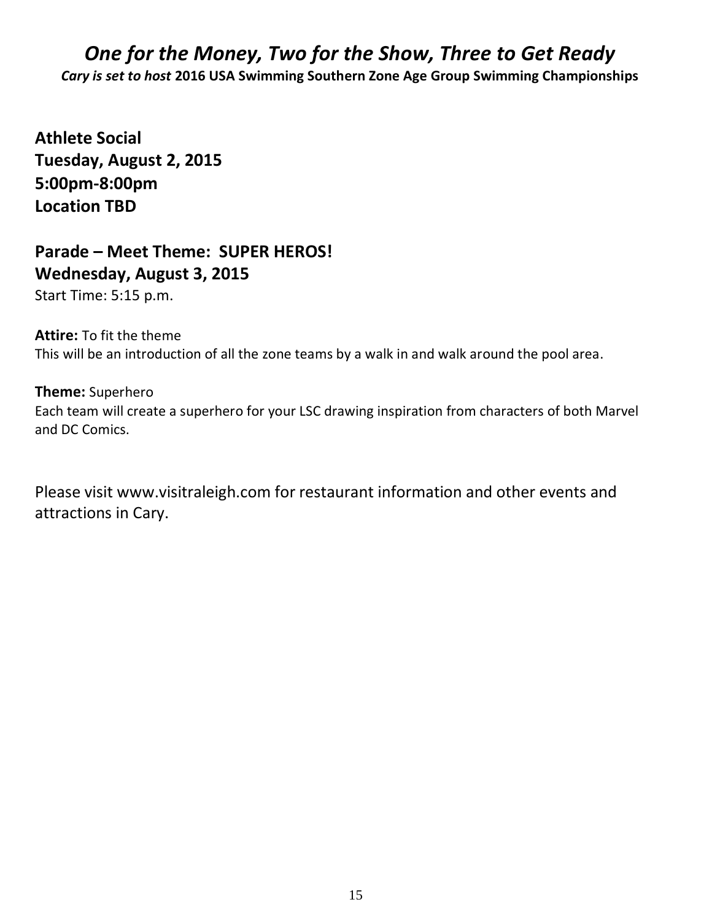# *One for the Money, Two for the Show, Three to Get Ready*

***Cary is set to host* 2016 USA Swimming Southern Zone Age Group Swimming Championships**

**Athlete Social**
**Tuesday, August 2, 2015**
**5:00pm-8:00pm**
**Location TBD**

## Parade – Meet Theme: SUPER HEROS!

**Wednesday, August 3, 2015**

Start Time: 5:15 p.m.

**Attire:** To fit the theme
This will be an introduction of all the zone teams by a walk in and walk around the pool area.

**Theme:** Superhero
Each team will create a superhero for your LSC drawing inspiration from characters of both Marvel and DC Comics.

Please visit www.visitraleigh.com for restaurant information and other events and attractions in Cary.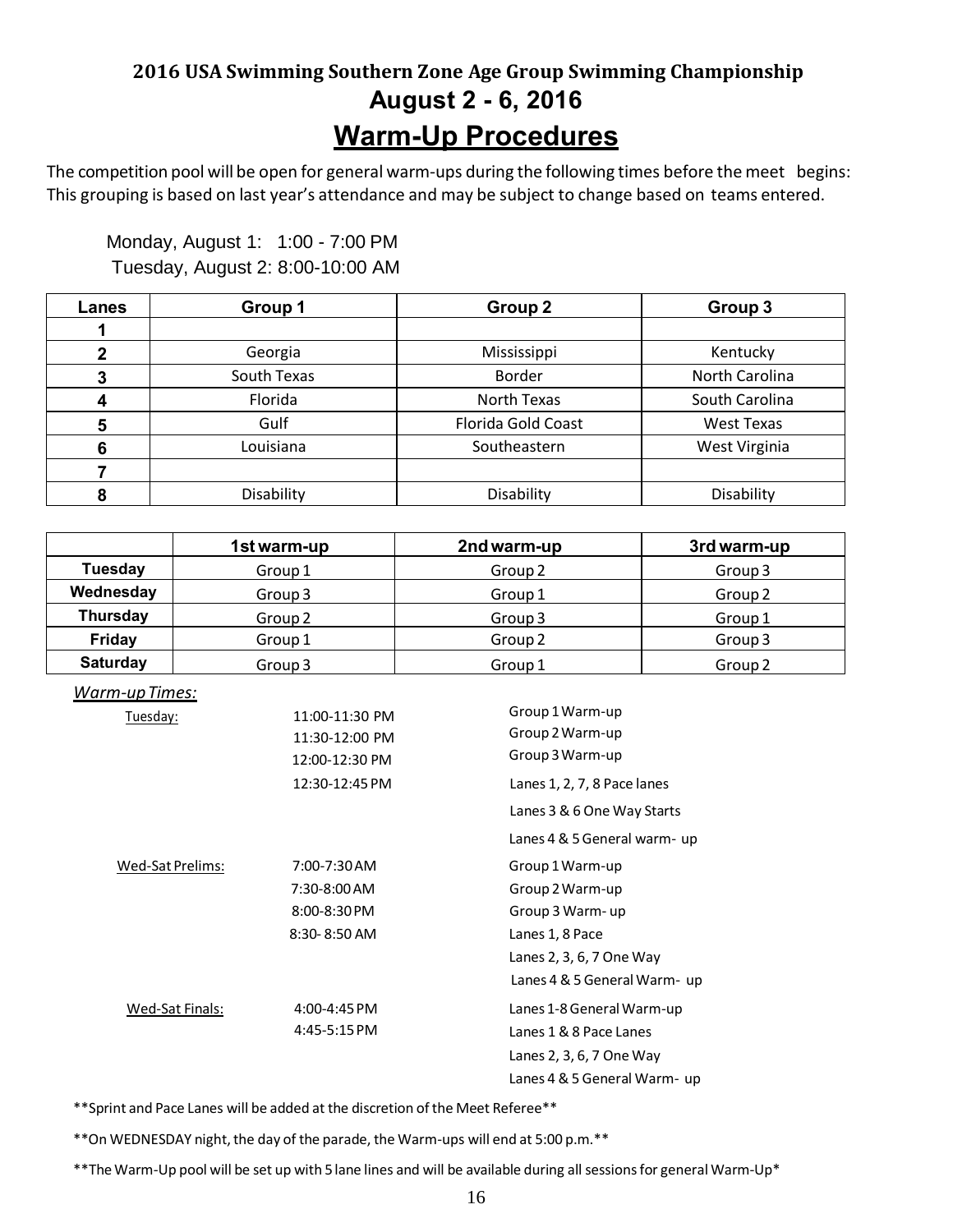## 2016 USA Swimming Southern Zone Age Group Swimming Championship

## August 2 - 6, 2016

# Warm-Up Procedures

The competition pool will be open for general warm-ups during the following times before the meet begins: This grouping is based on last year's attendance and may be subject to change based on teams entered.

Monday, August 1: 1:00 - 7:00 PM
Tuesday, August 2: 8:00-10:00 AM

| Lanes | Group 1 | Group 2 | Group 3 |
|---|---|---|---|
| 1 | | | |
| 2 | Georgia | Mississippi | Kentucky |
| 3 | South Texas | Border | North Carolina |
| 4 | Florida | North Texas | South Carolina |
| 5 | Gulf | Florida Gold Coast | West Texas |
| 6 | Louisiana | Southeastern | West Virginia |
| 7 | | | |
| 8 | Disability | Disability | Disability |

| | 1st warm-up | 2nd warm-up | 3rd warm-up |
|---|---|---|---|
| Tuesday | Group 1 | Group 2 | Group 3 |
| Wednesday | Group 3 | Group 1 | Group 2 |
| Thursday | Group 2 | Group 3 | Group 1 |
| Friday | Group 1 | Group 2 | Group 3 |
| Saturday | Group 3 | Group 1 | Group 2 |

*Warm-up Times:*

| | | |
|---|---|---|
| Tuesday: | 11:00-11:30 PM | Group 1 Warm-up |
| | 11:30-12:00 PM | Group 2 Warm-up |
| | 12:00-12:30 PM | Group 3 Warm-up |
| | 12:30-12:45 PM | Lanes 1, 2, 7, 8 Pace lanes |
| | | Lanes 3 & 6 One Way Starts |
| | | Lanes 4 & 5 General warm- up |
| Wed-Sat Prelims: | 7:00-7:30 AM | Group 1 Warm-up |
| | 7:30-8:00 AM | Group 2 Warm-up |
| | 8:00-8:30 PM | Group 3 Warm- up |
| | 8:30- 8:50 AM | Lanes 1, 8 Pace |
| | | Lanes 2, 3, 6, 7 One Way |
| | | Lanes 4 & 5 General Warm- up |
| Wed-Sat Finals: | 4:00-4:45 PM | Lanes 1-8 General Warm-up |
| | 4:45-5:15 PM | Lanes 1 & 8 Pace Lanes |
| | | Lanes 2, 3, 6, 7 One Way |
| | | Lanes 4 & 5 General Warm- up |

**Sprint and Pace Lanes will be added at the discretion of the Meet Referee**

**On WEDNESDAY night, the day of the parade, the Warm-ups will end at 5:00 p.m.**

**The Warm-Up pool will be set up with 5 lane lines and will be available during all sessions for general Warm-Up*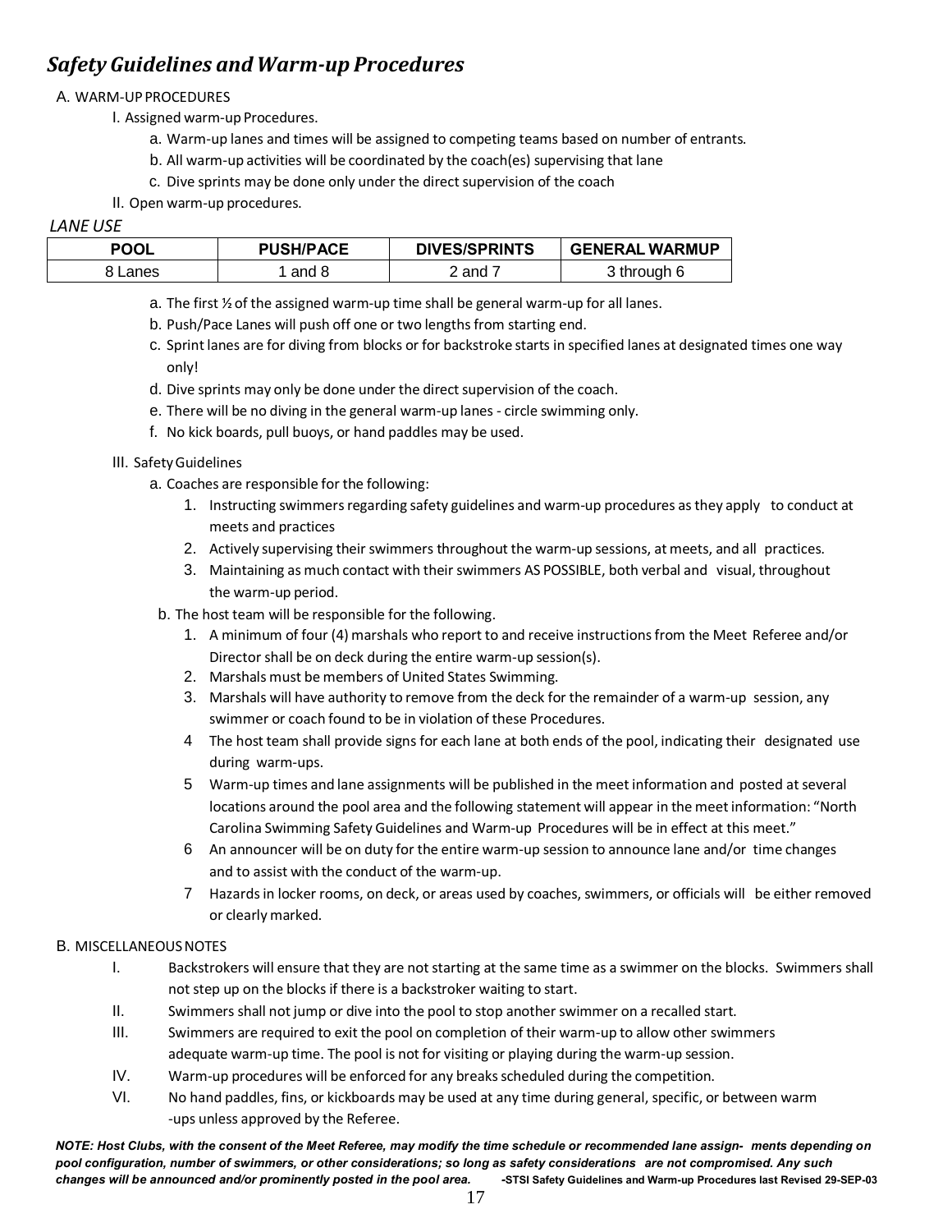## *Safety Guidelines and Warm-up Procedures*

A. WARM-UP PROCEDURES

I. Assigned warm-up Procedures.

a. Warm-up lanes and times will be assigned to competing teams based on number of entrants.

b. All warm-up activities will be coordinated by the coach(es) supervising that lane

c. Dive sprints may be done only under the direct supervision of the coach

II. Open warm-up procedures.

*LANE USE*

| POOL | PUSH/PACE | DIVES/SPRINTS | GENERAL WARMUP |
|---|---|---|---|
| 8 Lanes | 1 and 8 | 2 and 7 | 3 through 6 |

a. The first ½ of the assigned warm-up time shall be general warm-up for all lanes.

b. Push/Pace Lanes will push off one or two lengths from starting end.

c. Sprint lanes are for diving from blocks or for backstroke starts in specified lanes at designated times one way only!

d. Dive sprints may only be done under the direct supervision of the coach.

e. There will be no diving in the general warm-up lanes - circle swimming only.

f. No kick boards, pull buoys, or hand paddles may be used.

III. Safety Guidelines

a. Coaches are responsible for the following:

1. Instructing swimmers regarding safety guidelines and warm-up procedures as they apply to conduct at meets and practices
2. Actively supervising their swimmers throughout the warm-up sessions, at meets, and all practices.
3. Maintaining as much contact with their swimmers AS POSSIBLE, both verbal and visual, throughout the warm-up period.

b. The host team will be responsible for the following.

1. A minimum of four (4) marshals who report to and receive instructions from the Meet Referee and/or Director shall be on deck during the entire warm-up session(s).
2. Marshals must be members of United States Swimming.
3. Marshals will have authority to remove from the deck for the remainder of a warm-up session, any swimmer or coach found to be in violation of these Procedures.
4. The host team shall provide signs for each lane at both ends of the pool, indicating their designated use during warm-ups.
5. Warm-up times and lane assignments will be published in the meet information and posted at several locations around the pool area and the following statement will appear in the meet information: "North Carolina Swimming Safety Guidelines and Warm-up Procedures will be in effect at this meet."
6. An announcer will be on duty for the entire warm-up session to announce lane and/or time changes and to assist with the conduct of the warm-up.
7. Hazards in locker rooms, on deck, or areas used by coaches, swimmers, or officials will be either removed or clearly marked.

B. MISCELLANEOUS NOTES

I. Backstrokers will ensure that they are not starting at the same time as a swimmer on the blocks. Swimmers shall not step up on the blocks if there is a backstroker waiting to start.

II. Swimmers shall not jump or dive into the pool to stop another swimmer on a recalled start.

III. Swimmers are required to exit the pool on completion of their warm-up to allow other swimmers adequate warm-up time. The pool is not for visiting or playing during the warm-up session.

IV. Warm-up procedures will be enforced for any breaks scheduled during the competition.

VI. No hand paddles, fins, or kickboards may be used at any time during general, specific, or between warm -ups unless approved by the Referee.

***NOTE: Host Clubs, with the consent of the Meet Referee, may modify the time schedule or recommended lane assign- ments depending on pool configuration, number of swimmers, or other considerations; so long as safety considerations are not compromised. Any such changes will be announced and/or prominently posted in the pool area.*** **-STSI Safety Guidelines and Warm-up Procedures last Revised 29-SEP-03**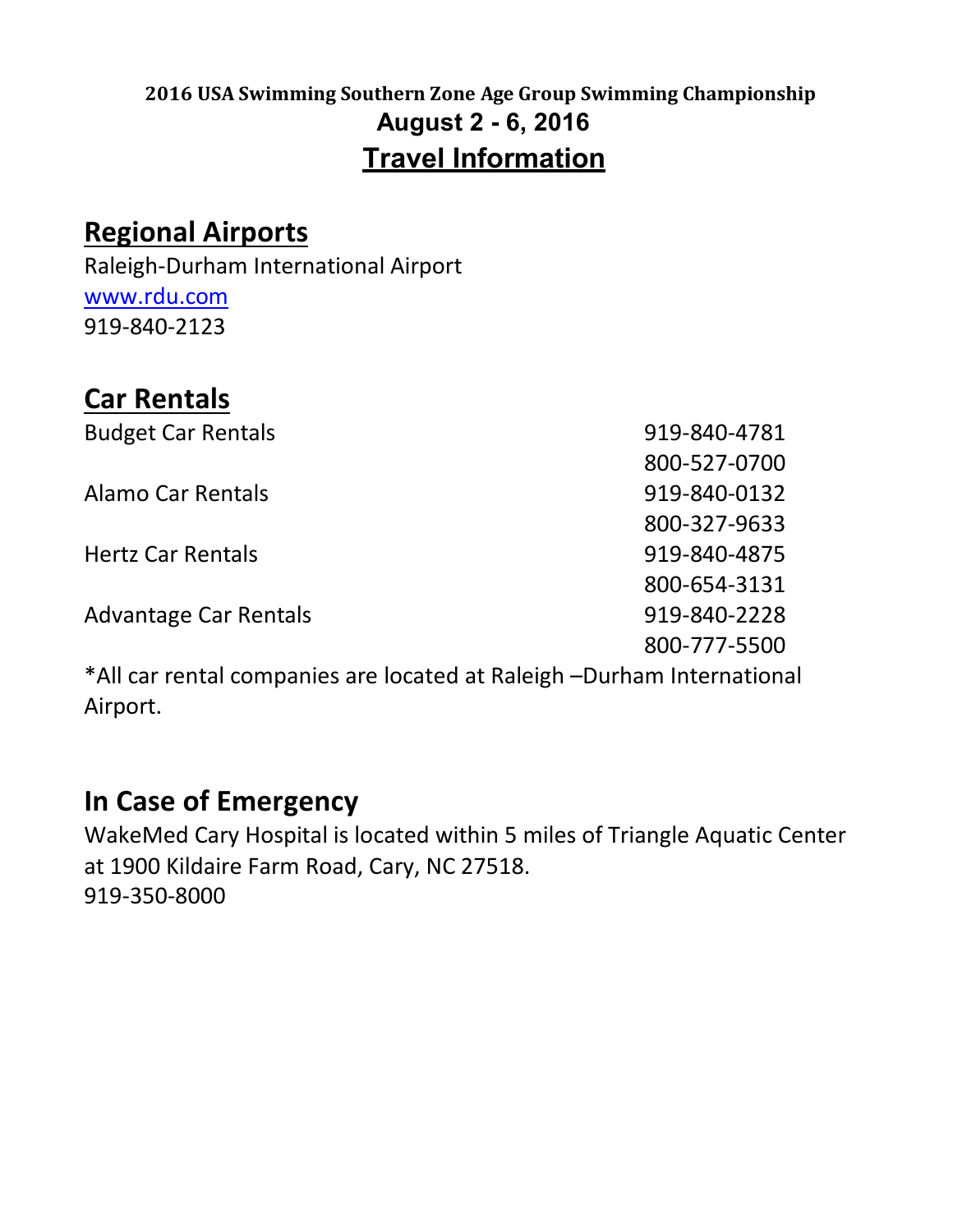**2016 USA Swimming Southern Zone Age Group Swimming Championship**

**August 2 - 6, 2016**

# Travel Information

## Regional Airports

Raleigh-Durham International Airport
[www.rdu.com](http://www.rdu.com)
919-840-2123

## Car Rentals

| | |
|---|---|
| Budget Car Rentals | 919-840-4781 |
| | 800-527-0700 |
| Alamo Car Rentals | 919-840-0132 |
| | 800-327-9633 |
| Hertz Car Rentals | 919-840-4875 |
| | 800-654-3131 |
| Advantage Car Rentals | 919-840-2228 |
| | 800-777-5500 |

*All car rental companies are located at Raleigh –Durham International Airport.

## In Case of Emergency

WakeMed Cary Hospital is located within 5 miles of Triangle Aquatic Center at 1900 Kildaire Farm Road, Cary, NC 27518.
919-350-8000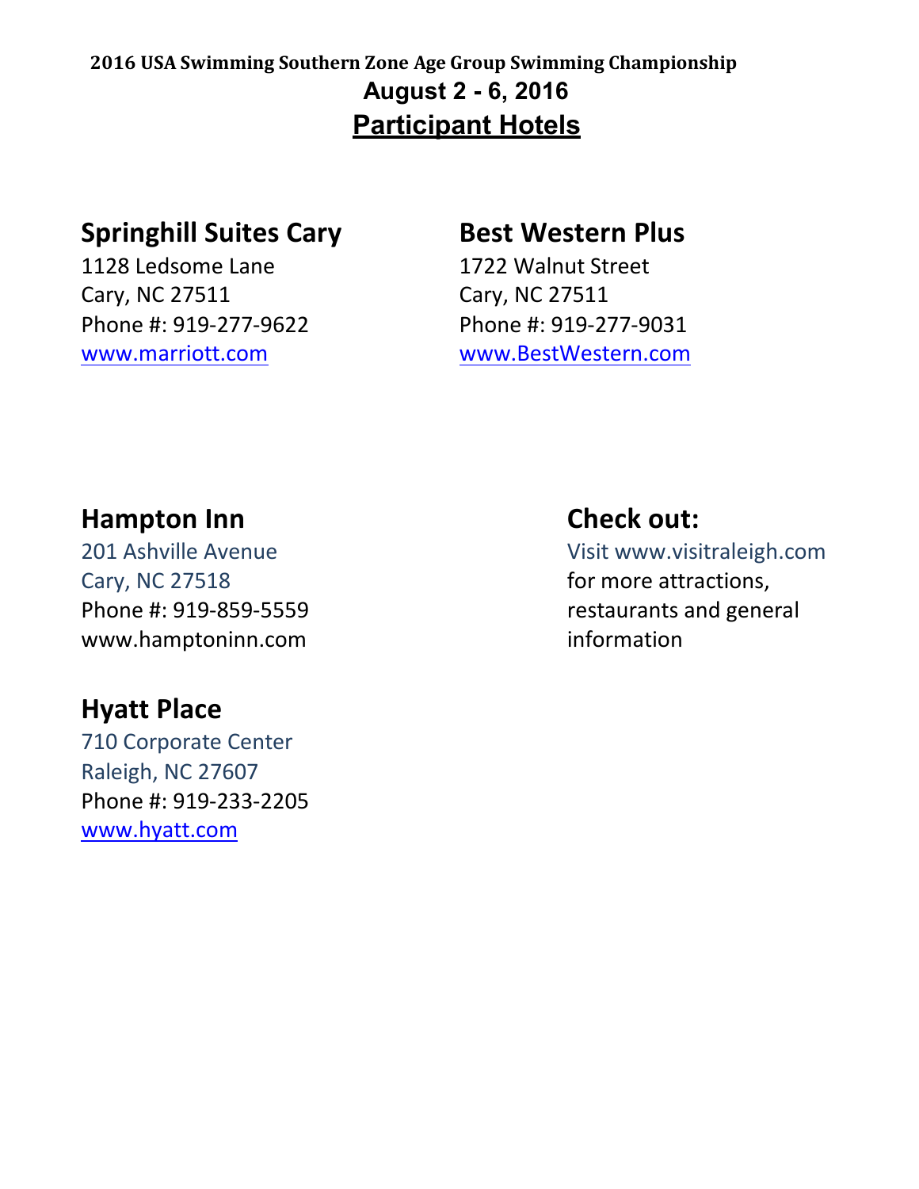**2016 USA Swimming Southern Zone Age Group Swimming Championship**

**August 2 - 6, 2016**

# Participant Hotels

## Springhill Suites Cary

1128 Ledsome Lane
Cary, NC 27511
Phone #: 919-277-9622
www.marriott.com

## Best Western Plus

1722 Walnut Street
Cary, NC 27511
Phone #: 919-277-9031
www.BestWestern.com

## Hampton Inn

201 Ashville Avenue
Cary, NC 27518
Phone #: 919-859-5559
www.hamptoninn.com

## Hyatt Place

710 Corporate Center
Raleigh, NC 27607
Phone #: 919-233-2205
www.hyatt.com

## Check out:

Visit www.visitraleigh.com for more attractions, restaurants and general information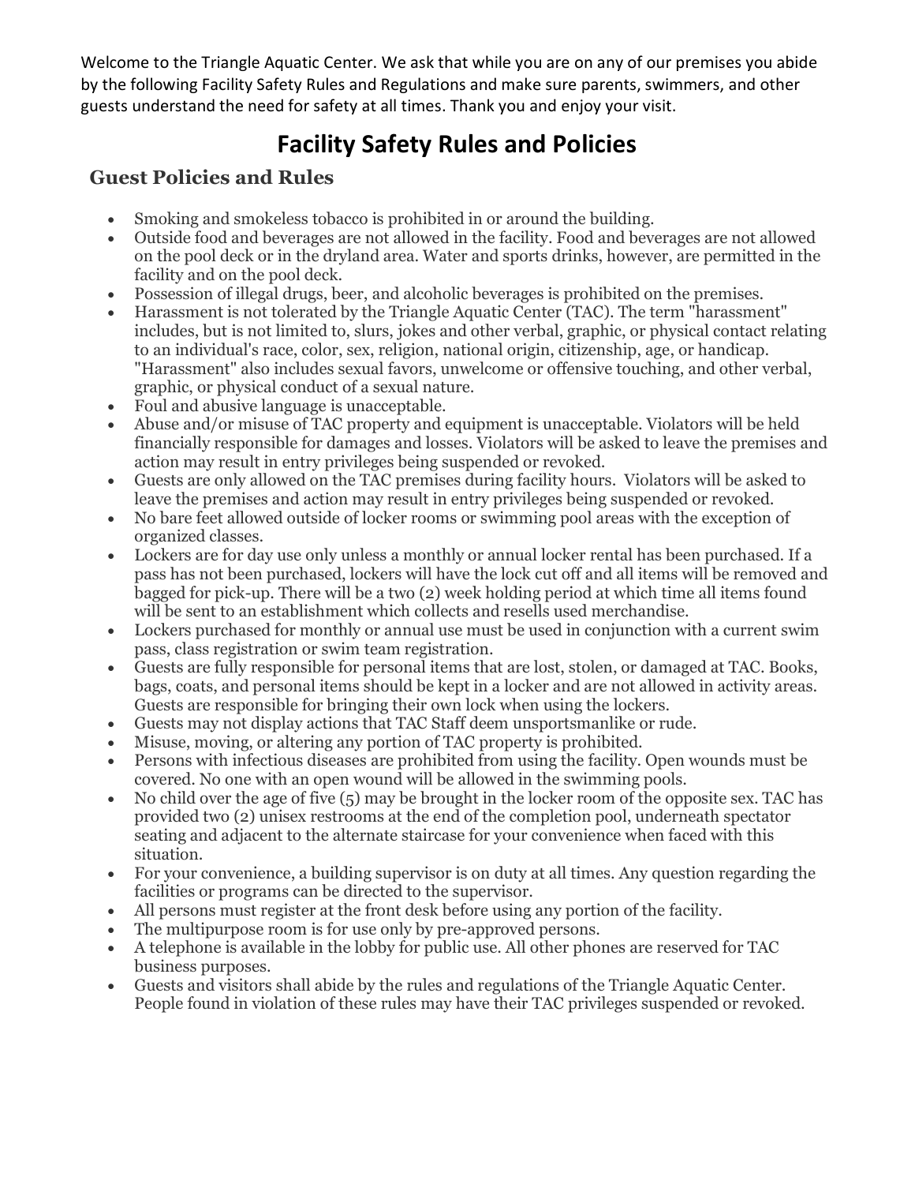Welcome to the Triangle Aquatic Center. We ask that while you are on any of our premises you abide by the following Facility Safety Rules and Regulations and make sure parents, swimmers, and other guests understand the need for safety at all times. Thank you and enjoy your visit.

# Facility Safety Rules and Policies

## Guest Policies and Rules

- Smoking and smokeless tobacco is prohibited in or around the building.
- Outside food and beverages are not allowed in the facility. Food and beverages are not allowed on the pool deck or in the dryland area. Water and sports drinks, however, are permitted in the facility and on the pool deck.
- Possession of illegal drugs, beer, and alcoholic beverages is prohibited on the premises.
- Harassment is not tolerated by the Triangle Aquatic Center (TAC). The term "harassment" includes, but is not limited to, slurs, jokes and other verbal, graphic, or physical contact relating to an individual's race, color, sex, religion, national origin, citizenship, age, or handicap. "Harassment" also includes sexual favors, unwelcome or offensive touching, and other verbal, graphic, or physical conduct of a sexual nature.
- Foul and abusive language is unacceptable.
- Abuse and/or misuse of TAC property and equipment is unacceptable. Violators will be held financially responsible for damages and losses. Violators will be asked to leave the premises and action may result in entry privileges being suspended or revoked.
- Guests are only allowed on the TAC premises during facility hours. Violators will be asked to leave the premises and action may result in entry privileges being suspended or revoked.
- No bare feet allowed outside of locker rooms or swimming pool areas with the exception of organized classes.
- Lockers are for day use only unless a monthly or annual locker rental has been purchased. If a pass has not been purchased, lockers will have the lock cut off and all items will be removed and bagged for pick-up. There will be a two (2) week holding period at which time all items found will be sent to an establishment which collects and resells used merchandise.
- Lockers purchased for monthly or annual use must be used in conjunction with a current swim pass, class registration or swim team registration.
- Guests are fully responsible for personal items that are lost, stolen, or damaged at TAC. Books, bags, coats, and personal items should be kept in a locker and are not allowed in activity areas. Guests are responsible for bringing their own lock when using the lockers.
- Guests may not display actions that TAC Staff deem unsportsmanlike or rude.
- Misuse, moving, or altering any portion of TAC property is prohibited.
- Persons with infectious diseases are prohibited from using the facility. Open wounds must be covered. No one with an open wound will be allowed in the swimming pools.
- No child over the age of five (5) may be brought in the locker room of the opposite sex. TAC has provided two (2) unisex restrooms at the end of the completion pool, underneath spectator seating and adjacent to the alternate staircase for your convenience when faced with this situation.
- For your convenience, a building supervisor is on duty at all times. Any question regarding the facilities or programs can be directed to the supervisor.
- All persons must register at the front desk before using any portion of the facility.
- The multipurpose room is for use only by pre-approved persons.
- A telephone is available in the lobby for public use. All other phones are reserved for TAC business purposes.
- Guests and visitors shall abide by the rules and regulations of the Triangle Aquatic Center. People found in violation of these rules may have their TAC privileges suspended or revoked.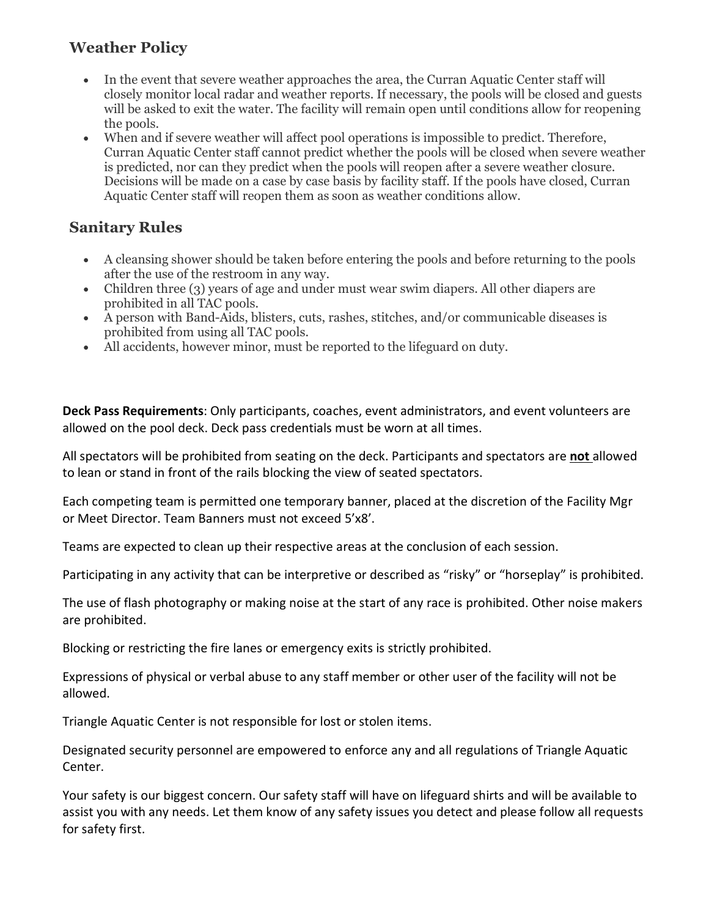## Weather Policy

- In the event that severe weather approaches the area, the Curran Aquatic Center staff will closely monitor local radar and weather reports. If necessary, the pools will be closed and guests will be asked to exit the water. The facility will remain open until conditions allow for reopening the pools.
- When and if severe weather will affect pool operations is impossible to predict. Therefore, Curran Aquatic Center staff cannot predict whether the pools will be closed when severe weather is predicted, nor can they predict when the pools will reopen after a severe weather closure. Decisions will be made on a case by case basis by facility staff. If the pools have closed, Curran Aquatic Center staff will reopen them as soon as weather conditions allow.

## Sanitary Rules

- A cleansing shower should be taken before entering the pools and before returning to the pools after the use of the restroom in any way.
- Children three (3) years of age and under must wear swim diapers. All other diapers are prohibited in all TAC pools.
- A person with Band-Aids, blisters, cuts, rashes, stitches, and/or communicable diseases is prohibited from using all TAC pools.
- All accidents, however minor, must be reported to the lifeguard on duty.

**Deck Pass Requirements**: Only participants, coaches, event administrators, and event volunteers are allowed on the pool deck. Deck pass credentials must be worn at all times.

All spectators will be prohibited from seating on the deck. Participants and spectators are **not** allowed to lean or stand in front of the rails blocking the view of seated spectators.

Each competing team is permitted one temporary banner, placed at the discretion of the Facility Mgr or Meet Director. Team Banners must not exceed 5'x8'.

Teams are expected to clean up their respective areas at the conclusion of each session.

Participating in any activity that can be interpretive or described as "risky" or "horseplay" is prohibited.

The use of flash photography or making noise at the start of any race is prohibited. Other noise makers are prohibited.

Blocking or restricting the fire lanes or emergency exits is strictly prohibited.

Expressions of physical or verbal abuse to any staff member or other user of the facility will not be allowed.

Triangle Aquatic Center is not responsible for lost or stolen items.

Designated security personnel are empowered to enforce any and all regulations of Triangle Aquatic Center.

Your safety is our biggest concern. Our safety staff will have on lifeguard shirts and will be available to assist you with any needs. Let them know of any safety issues you detect and please follow all requests for safety first.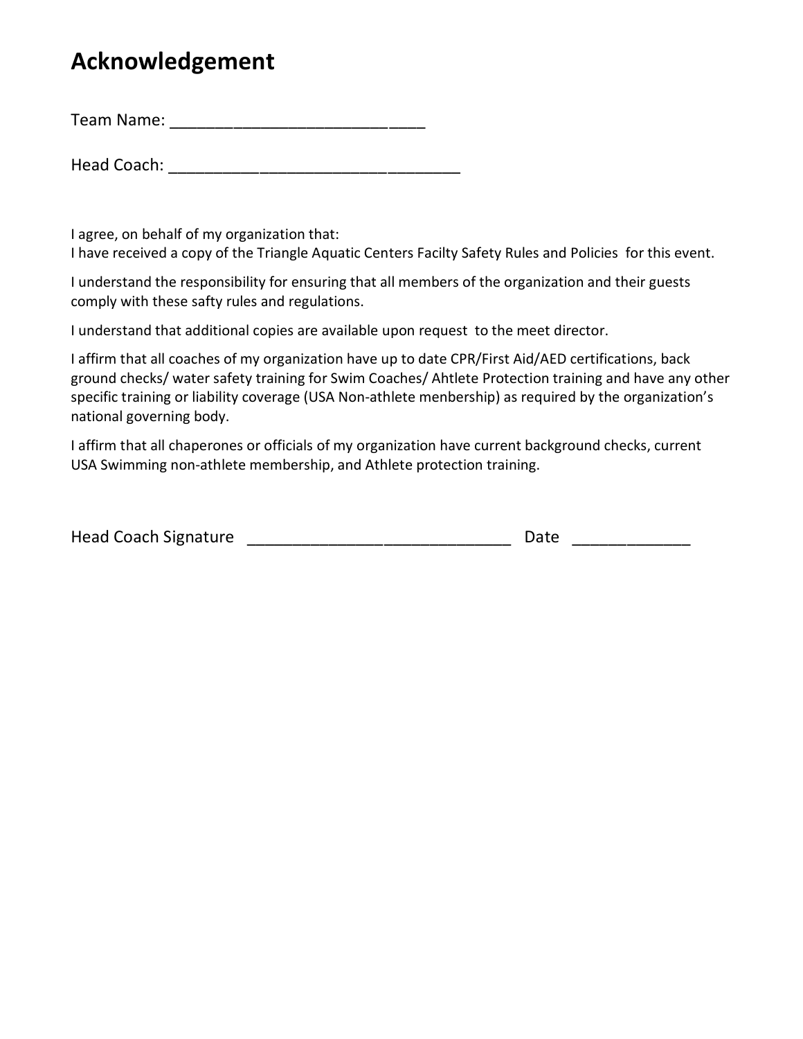# Acknowledgement

Team Name: ____________________________

Head Coach: ________________________________

I agree, on behalf of my organization that:
I have received a copy of the Triangle Aquatic Centers Facilty Safety Rules and Policies for this event.

I understand the responsibility for ensuring that all members of the organization and their guests comply with these safty rules and regulations.

I understand that additional copies are available upon request to the meet director.

I affirm that all coaches of my organization have up to date CPR/First Aid/AED certifications, back ground checks/ water safety training for Swim Coaches/ Ahtlete Protection training and have any other specific training or liability coverage (USA Non-athlete menbership) as required by the organization's national governing body.

I affirm that all chaperones or officials of my organization have current background checks, current USA Swimming non-athlete membership, and Athlete protection training.

Head Coach Signature _____________________________ Date _____________